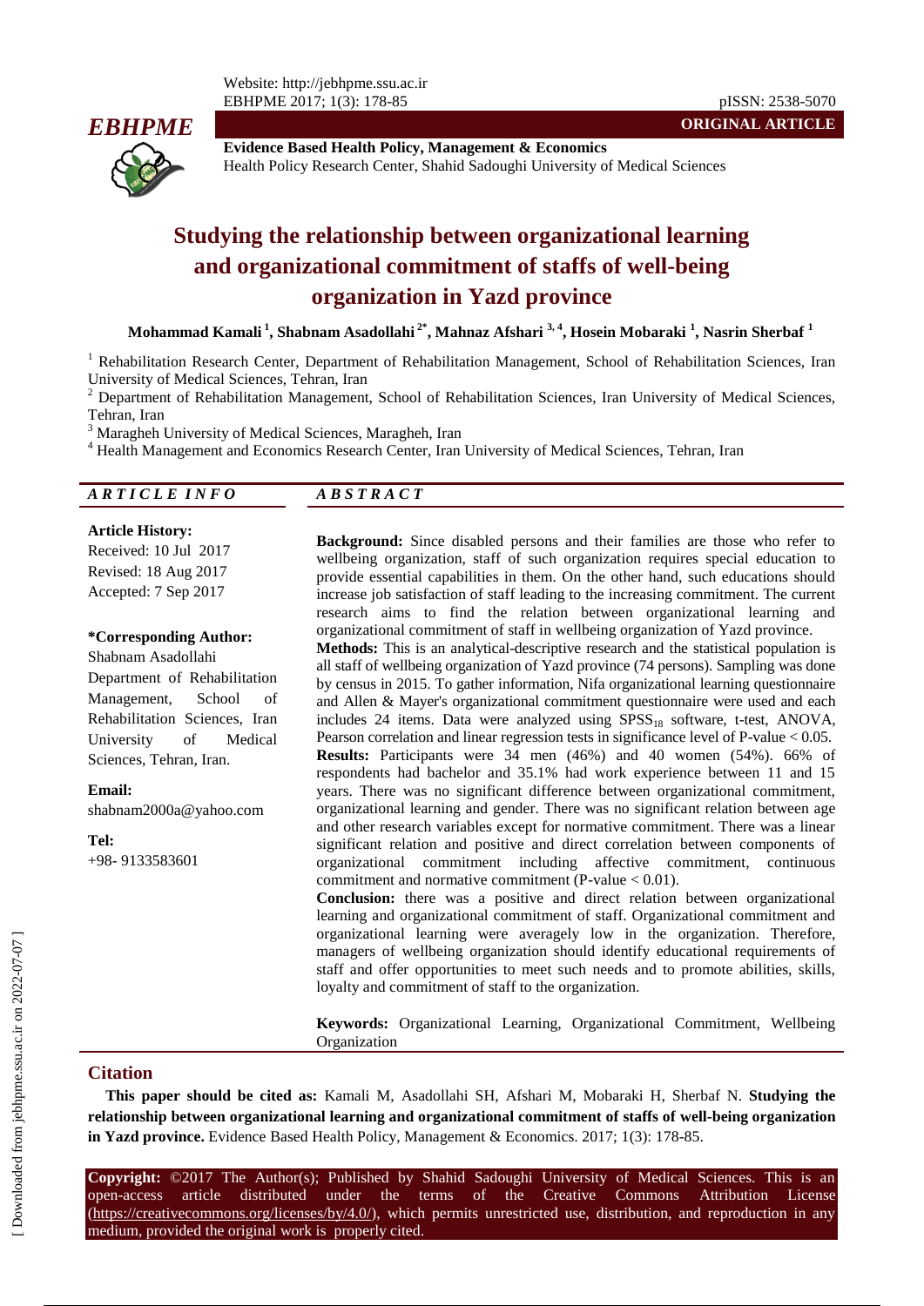ORIGINAL ARTICLE

**Evidence Based Health Policy, Management & Economics**
Health Policy Research Center, Shahid Sadoughi University of Medical Sciences

# Studying the relationship between organizational learning and organizational commitment of staffs of well-being organization in Yazd province

**Mohammad Kamali [1], Shabnam Asadollahi [2*], Mahnaz Afshari [3, 4], Hosein Mobaraki [1], Nasrin Sherbaf [1]**

[1] Rehabilitation Research Center, Department of Rehabilitation Management, School of Rehabilitation Sciences, Iran University of Medical Sciences, Tehran, Iran
[2] Department of Rehabilitation Management, School of Rehabilitation Sciences, Iran University of Medical Sciences, Tehran, Iran
[3] Maragheh University of Medical Sciences, Maragheh, Iran
[4] Health Management and Economics Research Center, Iran University of Medical Sciences, Tehran, Iran

## ARTICLE INFO

**Article History:**
Received: 10 Jul 2017
Revised: 18 Aug 2017
Accepted: 7 Sep 2017

**\*Corresponding Author:**
Shabnam Asadollahi
Department of Rehabilitation Management, School of Rehabilitation Sciences, Iran University of Medical Sciences, Tehran, Iran.

**Email:**
shabnam2000a@yahoo.com

**Tel:**
+98- 9133583601

## ABSTRACT

**Background:** Since disabled persons and their families are those who refer to wellbeing organization, staff of such organization requires special education to provide essential capabilities in them. On the other hand, such educations should increase job satisfaction of staff leading to the increasing commitment. The current research aims to find the relation between organizational learning and organizational commitment of staff in wellbeing organization of Yazd province.

**Methods:** This is an analytical-descriptive research and the statistical population is all staff of wellbeing organization of Yazd province (74 persons). Sampling was done by census in 2015. To gather information, Nifa organizational learning questionnaire and Allen & Mayer's organizational commitment questionnaire were used and each includes 24 items. Data were analyzed using $SPSS_{18}$ software, t-test, ANOVA, Pearson correlation and linear regression tests in significance level of P-value < 0.05.

**Results:** Participants were 34 men (46%) and 40 women (54%). 66% of respondents had bachelor and 35.1% had work experience between 11 and 15 years. There was no significant difference between organizational commitment, organizational learning and gender. There was no significant relation between age and other research variables except for normative commitment. There was a linear significant relation and positive and direct correlation between components of organizational commitment including affective commitment, continuous commitment and normative commitment (P-value < 0.01).

**Conclusion:** there was a positive and direct relation between organizational learning and organizational commitment of staff. Organizational commitment and organizational learning were averagely low in the organization. Therefore, managers of wellbeing organization should identify educational requirements of staff and offer opportunities to meet such needs and to promote abilities, skills, loyalty and commitment of staff to the organization.

**Keywords:** Organizational Learning, Organizational Commitment, Wellbeing Organization

## Citation

**This paper should be cited as:** Kamali M, Asadollahi SH, Afshari M, Mobaraki H, Sherbaf N. **Studying the relationship between organizational learning and organizational commitment of staffs of well-being organization in Yazd province.** Evidence Based Health Policy, Management & Economics. 2017; 1(3): 178-85.

**Copyright:** ©2017 The Author(s); Published by Shahid Sadoughi University of Medical Sciences. This is an open-access article distributed under the terms of the Creative Commons Attribution License (https://creativecommons.org/licenses/by/4.0/), which permits unrestricted use, distribution, and reproduction in any medium, provided the original work is properly cited.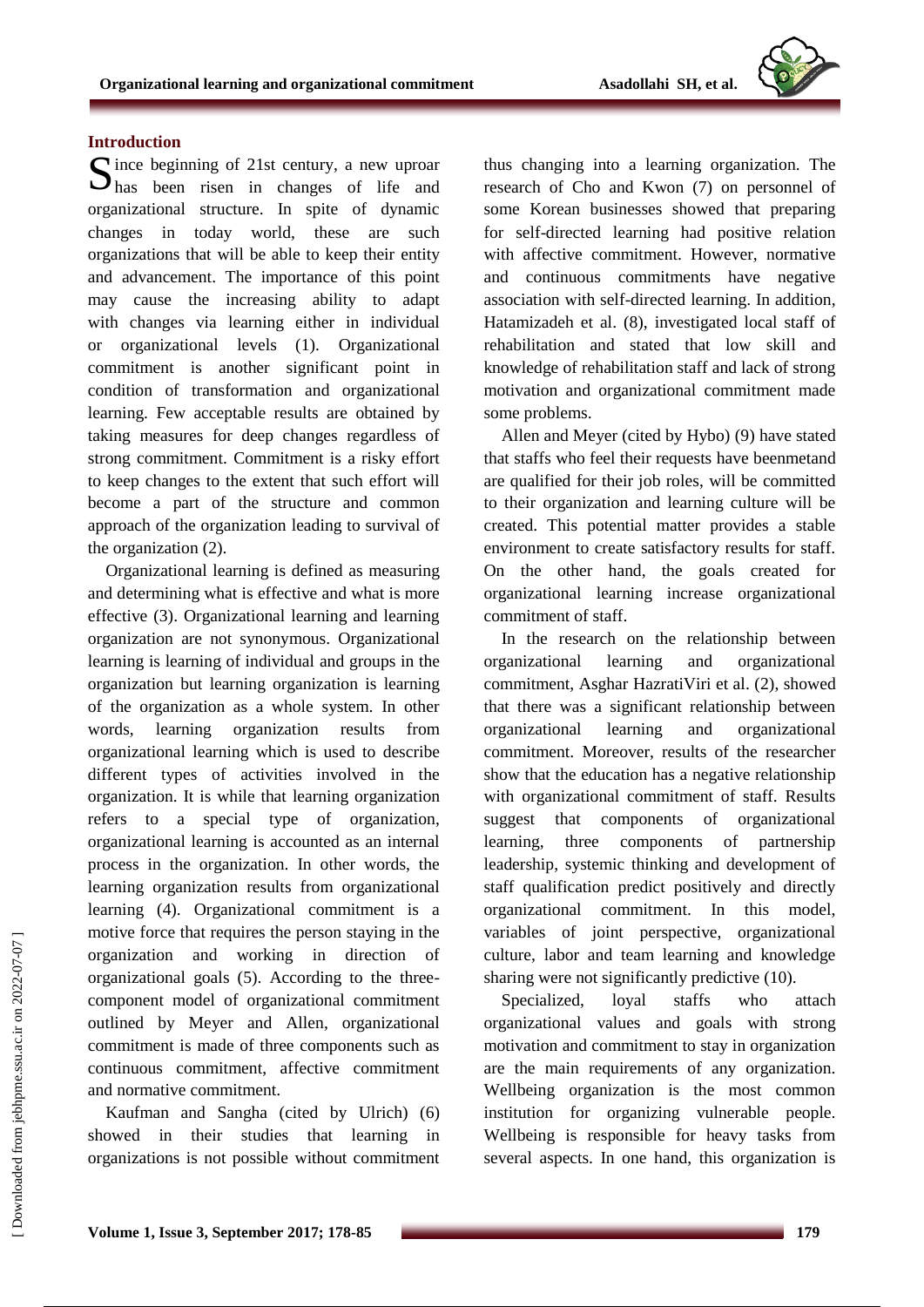## Introduction

Since beginning of 21st century, a new uproar has been risen in changes of life and organizational structure. In spite of dynamic changes in today world, these are such organizations that will be able to keep their entity and advancement. The importance of this point may cause the increasing ability to adapt with changes via learning either in individual or organizational levels (1). Organizational commitment is another significant point in condition of transformation and organizational learning. Few acceptable results are obtained by taking measures for deep changes regardless of strong commitment. Commitment is a risky effort to keep changes to the extent that such effort will become a part of the structure and common approach of the organization leading to survival of the organization (2).

Organizational learning is defined as measuring and determining what is effective and what is more effective (3). Organizational learning and learning organization are not synonymous. Organizational learning is learning of individual and groups in the organization but learning organization is learning of the organization as a whole system. In other words, learning organization results from organizational learning which is used to describe different types of activities involved in the organization. It is while that learning organization refers to a special type of organization, organizational learning is accounted as an internal process in the organization. In other words, the learning organization results from organizational learning (4). Organizational commitment is a motive force that requires the person staying in the organization and working in direction of organizational goals (5). According to the three-component model of organizational commitment outlined by Meyer and Allen, organizational commitment is made of three components such as continuous commitment, affective commitment and normative commitment.

Kaufman and Sangha (cited by Ulrich) (6) showed in their studies that learning in organizations is not possible without commitment thus changing into a learning organization. The research of Cho and Kwon (7) on personnel of some Korean businesses showed that preparing for self-directed learning had positive relation with affective commitment. However, normative and continuous commitments have negative association with self-directed learning. In addition, Hatamizadeh et al. (8), investigated local staff of rehabilitation and stated that low skill and knowledge of rehabilitation staff and lack of strong motivation and organizational commitment made some problems.

Allen and Meyer (cited by Hybo) (9) have stated that staffs who feel their requests have beenmetand are qualified for their job roles, will be committed to their organization and learning culture will be created. This potential matter provides a stable environment to create satisfactory results for staff. On the other hand, the goals created for organizational learning increase organizational commitment of staff.

In the research on the relationship between organizational learning and organizational commitment, Asghar HazratiViri et al. (2), showed that there was a significant relationship between organizational learning and organizational commitment. Moreover, results of the researcher show that the education has a negative relationship with organizational commitment of staff. Results suggest that components of organizational learning, three components of partnership leadership, systemic thinking and development of staff qualification predict positively and directly organizational commitment. In this model, variables of joint perspective, organizational culture, labor and team learning and knowledge sharing were not significantly predictive (10).

Specialized, loyal staffs who attach organizational values and goals with strong motivation and commitment to stay in organization are the main requirements of any organization. Wellbeing organization is the most common institution for organizing vulnerable people. Wellbeing is responsible for heavy tasks from several aspects. In one hand, this organization is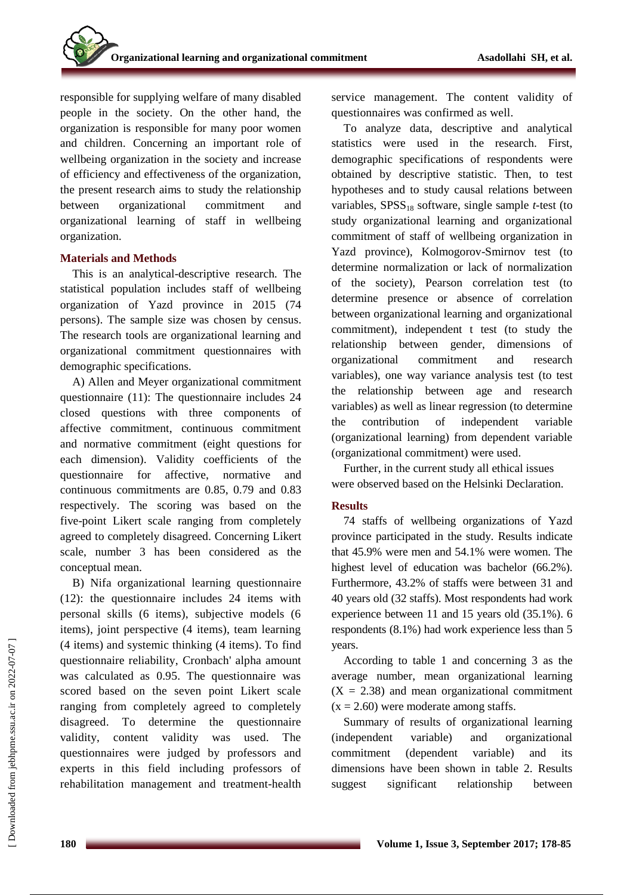responsible for supplying welfare of many disabled people in the society. On the other hand, the organization is responsible for many poor women and children. Concerning an important role of wellbeing organization in the society and increase of efficiency and effectiveness of the organization, the present research aims to study the relationship between organizational commitment and organizational learning of staff in wellbeing organization.

## Materials and Methods

This is an analytical-descriptive research. The statistical population includes staff of wellbeing organization of Yazd province in 2015 (74 persons). The sample size was chosen by census. The research tools are organizational learning and organizational commitment questionnaires with demographic specifications.

A) Allen and Meyer organizational commitment questionnaire (11): The questionnaire includes 24 closed questions with three components of affective commitment, continuous commitment and normative commitment (eight questions for each dimension). Validity coefficients of the questionnaire for affective, normative and continuous commitments are 0.85, 0.79 and 0.83 respectively. The scoring was based on the five-point Likert scale ranging from completely agreed to completely disagreed. Concerning Likert scale, number 3 has been considered as the conceptual mean.

B) Nifa organizational learning questionnaire (12): the questionnaire includes 24 items with personal skills (6 items), subjective models (6 items), joint perspective (4 items), team learning (4 items) and systemic thinking (4 items). To find questionnaire reliability, Cronbach' alpha amount was calculated as 0.95. The questionnaire was scored based on the seven point Likert scale ranging from completely agreed to completely disagreed. To determine the questionnaire validity, content validity was used. The questionnaires were judged by professors and experts in this field including professors of rehabilitation management and treatment-health service management. The content validity of questionnaires was confirmed as well.

To analyze data, descriptive and analytical statistics were used in the research. First, demographic specifications of respondents were obtained by descriptive statistic. Then, to test hypotheses and to study causal relations between variables, $SPSS_{18}$ software, single sample *t*-test (to study organizational learning and organizational commitment of staff of wellbeing organization in Yazd province), Kolmogorov-Smirnov test (to determine normalization or lack of normalization of the society), Pearson correlation test (to determine presence or absence of correlation between organizational learning and organizational commitment), independent t test (to study the relationship between gender, dimensions of organizational commitment and research variables), one way variance analysis test (to test the relationship between age and research variables) as well as linear regression (to determine the contribution of independent variable (organizational learning) from dependent variable (organizational commitment) were used.

Further, in the current study all ethical issues were observed based on the Helsinki Declaration.

## Results

74 staffs of wellbeing organizations of Yazd province participated in the study. Results indicate that 45.9% were men and 54.1% were women. The highest level of education was bachelor (66.2%). Furthermore, 43.2% of staffs were between 31 and 40 years old (32 staffs). Most respondents had work experience between 11 and 15 years old (35.1%). 6 respondents (8.1%) had work experience less than 5 years.

According to table 1 and concerning 3 as the average number, mean organizational learning ($X = 2.38$) and mean organizational commitment ($x = 2.60$) were moderate among staffs.

Summary of results of organizational learning (independent variable) and organizational commitment (dependent variable) and its dimensions have been shown in table 2. Results suggest significant relationship between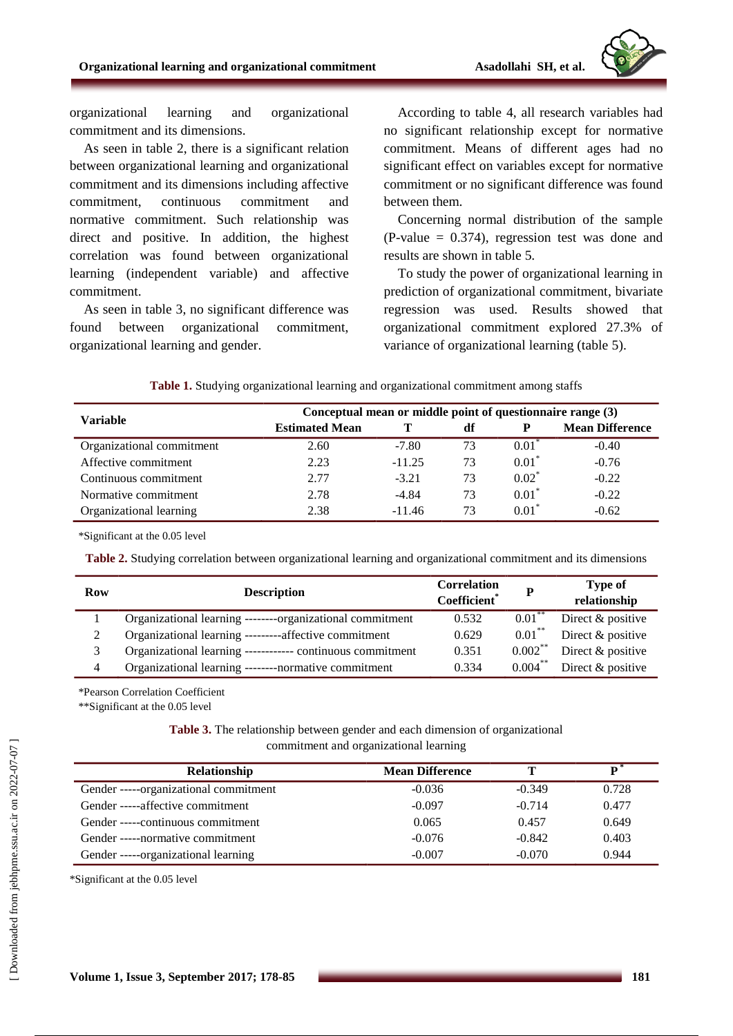organizational learning and organizational commitment and its dimensions.

As seen in table 2, there is a significant relation between organizational learning and organizational commitment and its dimensions including affective commitment, continuous commitment and normative commitment. Such relationship was direct and positive. In addition, the highest correlation was found between organizational learning (independent variable) and affective commitment.

As seen in table 3, no significant difference was found between organizational commitment, organizational learning and gender.

According to table 4, all research variables had no significant relationship except for normative commitment. Means of different ages had no significant effect on variables except for normative commitment or no significant difference was found between them.

Concerning normal distribution of the sample (P-value = 0.374), regression test was done and results are shown in table 5.

To study the power of organizational learning in prediction of organizational commitment, bivariate regression was used. Results showed that organizational commitment explored 27.3% of variance of organizational learning (table 5).

**Table 1.** Studying organizational learning and organizational commitment among staffs

| Variable | Conceptual mean or middle point of questionnaire range (3) | | | | |
|---|---|---|---|---|---|
| | Estimated Mean | T | df | P | Mean Difference |
| Organizational commitment | 2.60 | -7.80 | 73 | 0.01* | -0.40 |
| Affective commitment | 2.23 | -11.25 | 73 | 0.01* | -0.76 |
| Continuous commitment | 2.77 | -3.21 | 73 | 0.02* | -0.22 |
| Normative commitment | 2.78 | -4.84 | 73 | 0.01* | -0.22 |
| Organizational learning | 2.38 | -11.46 | 73 | 0.01* | -0.62 |

*Significant at the 0.05 level

**Table 2.** Studying correlation between organizational learning and organizational commitment and its dimensions

| Row | Description | Correlation Coefficient* | P | Type of relationship |
|---|---|---|---|---|
| 1 | Organizational learning --------organizational commitment | 0.532 | 0.01** | Direct & positive |
| 2 | Organizational learning ---------affective commitment | 0.629 | 0.01** | Direct & positive |
| 3 | Organizational learning ------------ continuous commitment | 0.351 | 0.002** | Direct & positive |
| 4 | Organizational learning --------normative commitment | 0.334 | 0.004** | Direct & positive |

*Pearson Correlation Coefficient

**Significant at the 0.05 level

**Table 3.** The relationship between gender and each dimension of organizational commitment and organizational learning

| Relationship | Mean Difference | T | P* |
|---|---|---|---|
| Gender -----organizational commitment | -0.036 | -0.349 | 0.728 |
| Gender -----affective commitment | -0.097 | -0.714 | 0.477 |
| Gender -----continuous commitment | 0.065 | 0.457 | 0.649 |
| Gender -----normative commitment | -0.076 | -0.842 | 0.403 |
| Gender -----organizational learning | -0.007 | -0.070 | 0.944 |

*Significant at the 0.05 level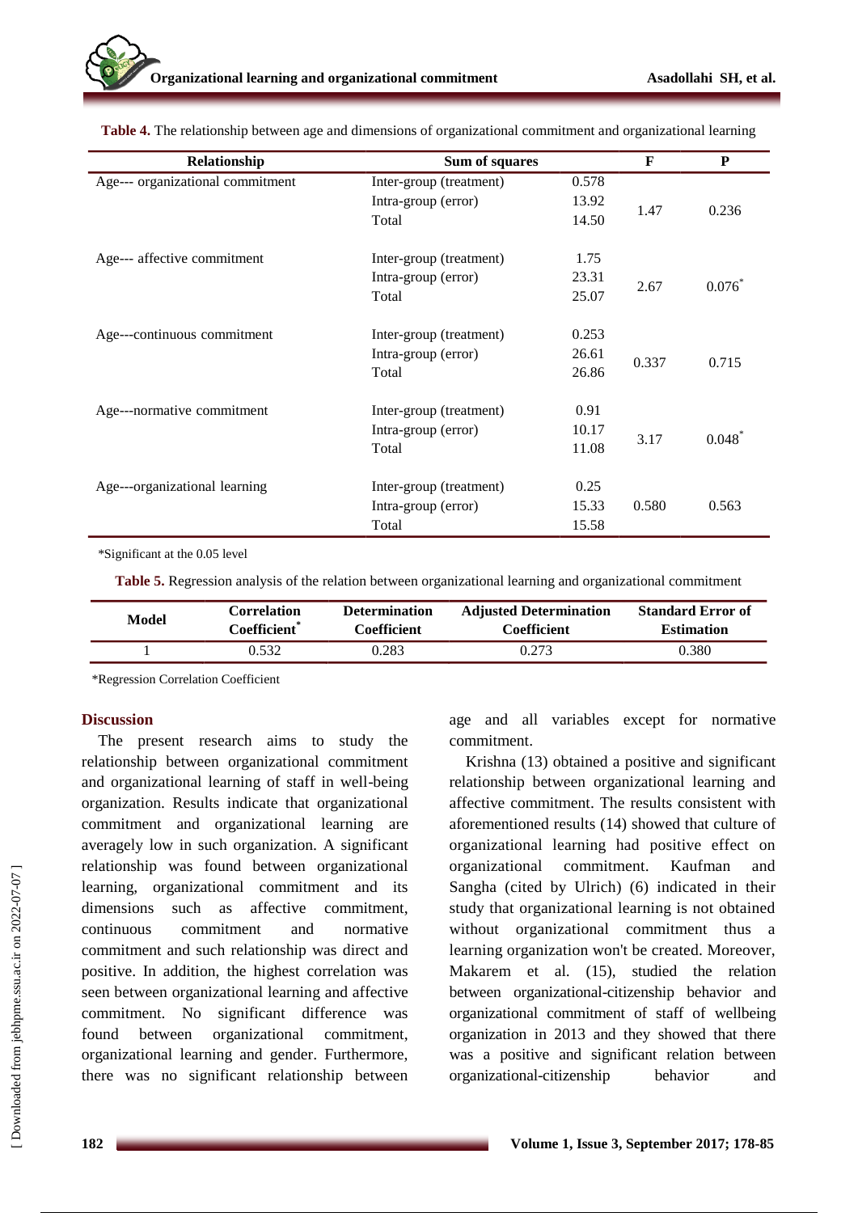**Table 4.** The relationship between age and dimensions of organizational commitment and organizational learning

| Relationship | Sum of squares | | F | P |
|---|---|---|---|---|
| Age--- organizational commitment | Inter-group (treatment) | 0.578 | 1.47 | 0.236 |
| | Intra-group (error) | 13.92 | | |
| | Total | 14.50 | | |
| Age--- affective commitment | Inter-group (treatment) | 1.75 | 2.67 | 0.076* |
| | Intra-group (error) | 23.31 | | |
| | Total | 25.07 | | |
| Age---continuous commitment | Inter-group (treatment) | 0.253 | 0.337 | 0.715 |
| | Intra-group (error) | 26.61 | | |
| | Total | 26.86 | | |
| Age---normative commitment | Inter-group (treatment) | 0.91 | 3.17 | 0.048* |
| | Intra-group (error) | 10.17 | | |
| | Total | 11.08 | | |
| Age---organizational learning | Inter-group (treatment) | 0.25 | 0.580 | 0.563 |
| | Intra-group (error) | 15.33 | | |
| | Total | 15.58 | | |

*Significant at the 0.05 level

**Table 5.** Regression analysis of the relation between organizational learning and organizational commitment

| Model | Correlation Coefficient* | Determination Coefficient | Adjusted Determination Coefficient | Standard Error of Estimation |
|---|---|---|---|---|
| 1 | 0.532 | 0.283 | 0.273 | 0.380 |

*Regression Correlation Coefficient

## Discussion

The present research aims to study the relationship between organizational commitment and organizational learning of staff in well-being organization. Results indicate that organizational commitment and organizational learning are averagely low in such organization. A significant relationship was found between organizational learning, organizational commitment and its dimensions such as affective commitment, continuous commitment and normative commitment and such relationship was direct and positive. In addition, the highest correlation was seen between organizational learning and affective commitment. No significant difference was found between organizational commitment, organizational learning and gender. Furthermore, there was no significant relationship between age and all variables except for normative commitment.

Krishna (13) obtained a positive and significant relationship between organizational learning and affective commitment. The results consistent with aforementioned results (14) showed that culture of organizational learning had positive effect on organizational commitment. Kaufman and Sangha (cited by Ulrich) (6) indicated in their study that organizational learning is not obtained without organizational commitment thus a learning organization won't be created. Moreover, Makarem et al. (15), studied the relation between organizational-citizenship behavior and organizational commitment of staff of wellbeing organization in 2013 and they showed that there was a positive and significant relation between organizational-citizenship behavior and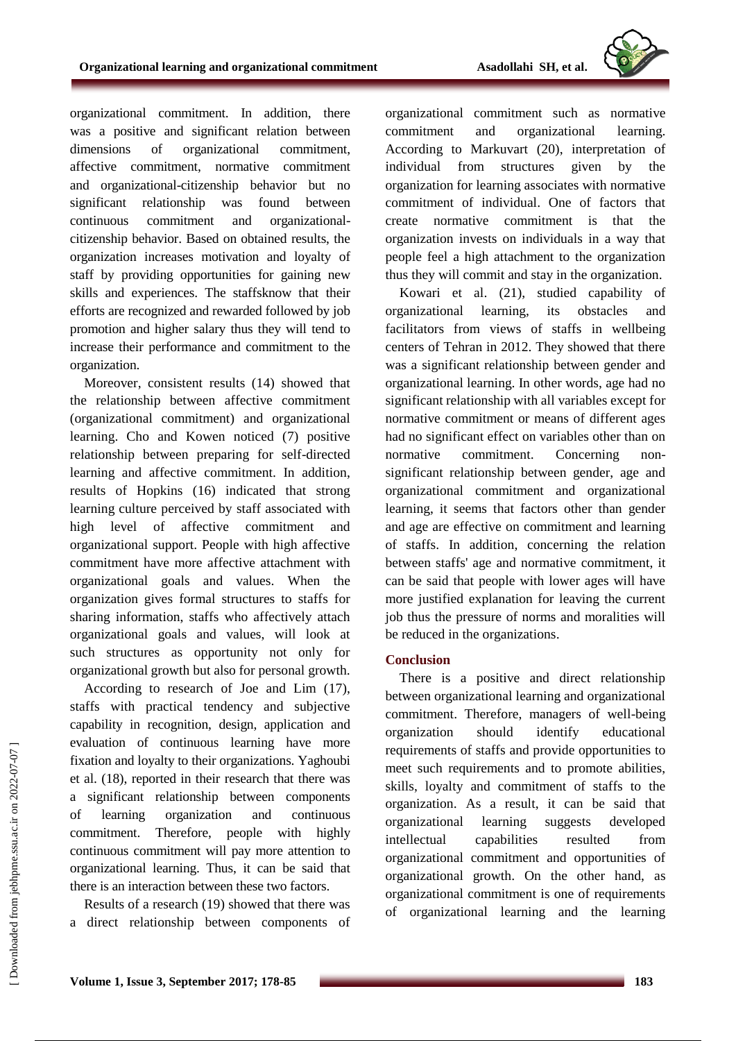organizational commitment. In addition, there was a positive and significant relation between dimensions of organizational commitment, affective commitment, normative commitment and organizational-citizenship behavior but no significant relationship was found between continuous commitment and organizational-citizenship behavior. Based on obtained results, the organization increases motivation and loyalty of staff by providing opportunities for gaining new skills and experiences. The staffsknow that their efforts are recognized and rewarded followed by job promotion and higher salary thus they will tend to increase their performance and commitment to the organization.

Moreover, consistent results (14) showed that the relationship between affective commitment (organizational commitment) and organizational learning. Cho and Kowen noticed (7) positive relationship between preparing for self-directed learning and affective commitment. In addition, results of Hopkins (16) indicated that strong learning culture perceived by staff associated with high level of affective commitment and organizational support. People with high affective commitment have more affective attachment with organizational goals and values. When the organization gives formal structures to staffs for sharing information, staffs who affectively attach organizational goals and values, will look at such structures as opportunity not only for organizational growth but also for personal growth.

According to research of Joe and Lim (17), staffs with practical tendency and subjective capability in recognition, design, application and evaluation of continuous learning have more fixation and loyalty to their organizations. Yaghoubi et al. (18), reported in their research that there was a significant relationship between components of learning organization and continuous commitment. Therefore, people with highly continuous commitment will pay more attention to organizational learning. Thus, it can be said that there is an interaction between these two factors.

Results of a research (19) showed that there was a direct relationship between components of organizational commitment such as normative commitment and organizational learning. According to Markuvart (20), interpretation of individual from structures given by the organization for learning associates with normative commitment of individual. One of factors that create normative commitment is that the organization invests on individuals in a way that people feel a high attachment to the organization thus they will commit and stay in the organization.

Kowari et al. (21), studied capability of organizational learning, its obstacles and facilitators from views of staffs in wellbeing centers of Tehran in 2012. They showed that there was a significant relationship between gender and organizational learning. In other words, age had no significant relationship with all variables except for normative commitment or means of different ages had no significant effect on variables other than on normative commitment. Concerning non-significant relationship between gender, age and organizational commitment and organizational learning, it seems that factors other than gender and age are effective on commitment and learning of staffs. In addition, concerning the relation between staffs' age and normative commitment, it can be said that people with lower ages will have more justified explanation for leaving the current job thus the pressure of norms and moralities will be reduced in the organizations.

## Conclusion

There is a positive and direct relationship between organizational learning and organizational commitment. Therefore, managers of well-being organization should identify educational requirements of staffs and provide opportunities to meet such requirements and to promote abilities, skills, loyalty and commitment of staffs to the organization. As a result, it can be said that organizational learning suggests developed intellectual capabilities resulted from organizational commitment and opportunities of organizational growth. On the other hand, as organizational commitment is one of requirements of organizational learning and the learning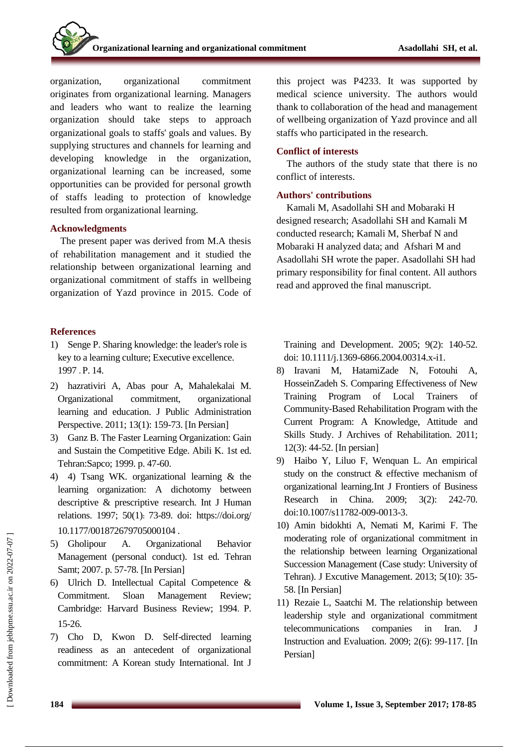organization, organizational commitment originates from organizational learning. Managers and leaders who want to realize the learning organization should take steps to approach organizational goals to staffs' goals and values. By supplying structures and channels for learning and developing knowledge in the organization, organizational learning can be increased, some opportunities can be provided for personal growth of staffs leading to protection of knowledge resulted from organizational learning.

## Acknowledgments

The present paper was derived from M.A thesis of rehabilitation management and it studied the relationship between organizational learning and organizational commitment of staffs in wellbeing organization of Yazd province in 2015. Code of this project was P4233. It was supported by medical science university. The authors would thank to collaboration of the head and management of wellbeing organization of Yazd province and all staffs who participated in the research.

## Conflict of interests

The authors of the study state that there is no conflict of interests.

## Authors' contributions

Kamali M, Asadollahi SH and Mobaraki H designed research; Asadollahi SH and Kamali M conducted research; Kamali M, Sherbaf N and Mobaraki H analyzed data; and Afshari M and Asadollahi SH wrote the paper. Asadollahi SH had primary responsibility for final content. All authors read and approved the final manuscript.

## References

1) Senge P. Sharing knowledge: the leader's role is key to a learning culture; Executive excellence. 1997 . P. 14.
2) hazrativiri A, Abas pour A, Mahalekalai M. Organizational commitment, organizational learning and education. J Public Administration Perspective. 2011; 13(1): 159-73. [In Persian]
3) Ganz B. The Faster Learning Organization: Gain and Sustain the Competitive Edge. Abili K. 1st ed. Tehran:Sapco; 1999. p. 47-60.
4) 4) Tsang WK. organizational learning & the learning organization: A dichotomy between descriptive & prescriptive research. Int J Human relations. 1997; 50(1): 73-89. doi: https://doi.org/10.1177/001872679705000104 .
5) Gholipour A. Organizational Behavior Management (personal conduct). 1st ed. Tehran Samt; 2007. p. 57-78. [In Persian]
6) Ulrich D. Intellectual Capital Competence & Commitment. Sloan Management Review; Cambridge: Harvard Business Review; 1994. P. 15-26.
7) Cho D, Kwon D. Self-directed learning readiness as an antecedent of organizational commitment: A Korean study International. Int J Training and Development. 2005; 9(2): 140-52. doi: 10.1111/j.1369-6866.2004.00314.x-i1.
8) Iravani M, HatamiZade N, Fotouhi A, HosseinZadeh S. Comparing Effectiveness of New Training Program of Local Trainers of Community-Based Rehabilitation Program with the Current Program: A Knowledge, Attitude and Skills Study. J Archives of Rehabilitation. 2011; 12(3): 44-52. [In persian]
9) Haibo Y, Liluo F, Wenquan L. An empirical study on the construct & effective mechanism of organizational learning.Int J Frontiers of Business Research in China. 2009; 3(2): 242-70. doi:10.1007/s11782-009-0013-3.
10) Amin bidokhti A, Nemati M, Karimi F. The moderating role of organizational commitment in the relationship between learning Organizational Succession Management (Case study: University of Tehran). J Excutive Management. 2013; 5(10): 35-58. [In Persian]
11) Rezaie L, Saatchi M. The relationship between leadership style and organizational commitment telecommunications companies in Iran. J Instruction and Evaluation. 2009; 2(6): 99-117. [In Persian]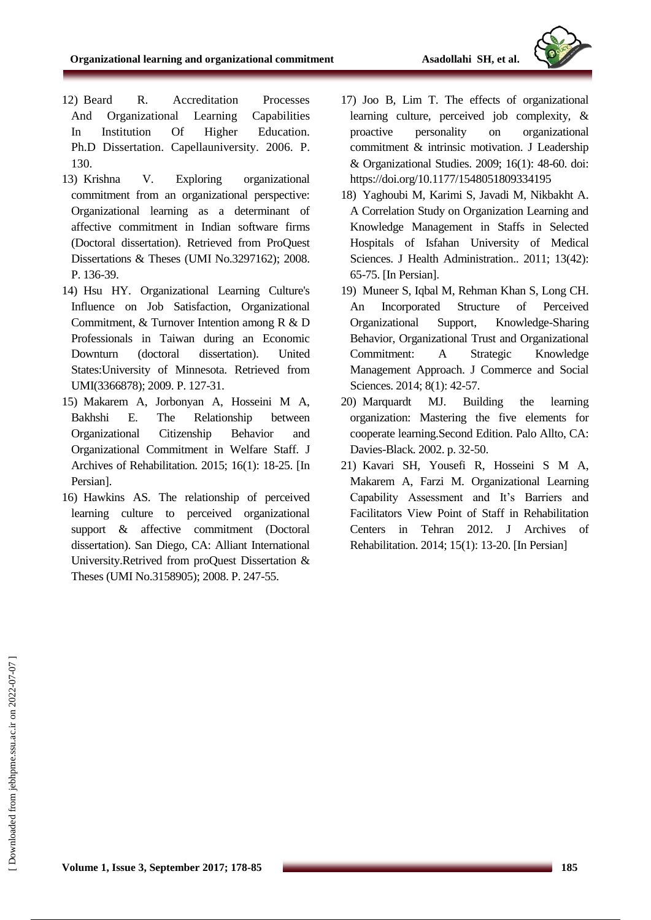12) Beard R. Accreditation Processes And Organizational Learning Capabilities In Institution Of Higher Education. Ph.D Dissertation. Capellauniversity. 2006. P. 130.
13) Krishna V. Exploring organizational commitment from an organizational perspective: Organizational learning as a determinant of affective commitment in Indian software firms (Doctoral dissertation). Retrieved from ProQuest Dissertations & Theses (UMI No.3297162); 2008. P. 136-39.
14) Hsu HY. Organizational Learning Culture's Influence on Job Satisfaction, Organizational Commitment, & Turnover Intention among R & D Professionals in Taiwan during an Economic Downturn (doctoral dissertation). United States:University of Minnesota. Retrieved from UMI(3366878); 2009. P. 127-31.
15) Makarem A, Jorbonyan A, Hosseini M A, Bakhshi E. The Relationship between Organizational Citizenship Behavior and Organizational Commitment in Welfare Staff. J Archives of Rehabilitation. 2015; 16(1): 18-25. [In Persian].
16) Hawkins AS. The relationship of perceived learning culture to perceived organizational support & affective commitment (Doctoral dissertation). San Diego, CA: Alliant International University.Retrived from proQuest Dissertation & Theses (UMI No.3158905); 2008. P. 247-55.
17) Joo B, Lim T. The effects of organizational learning culture, perceived job complexity, & proactive personality on organizational commitment & intrinsic motivation. J Leadership & Organizational Studies. 2009; 16(1): 48-60. doi: https://doi.org/10.1177/1548051809334195
18) Yaghoubi M, Karimi S, Javadi M, Nikbakht A. A Correlation Study on Organization Learning and Knowledge Management in Staffs in Selected Hospitals of Isfahan University of Medical Sciences. J Health Administration.. 2011; 13(42): 65-75. [In Persian].
19) Muneer S, Iqbal M, Rehman Khan S, Long CH. An Incorporated Structure of Perceived Organizational Support, Knowledge-Sharing Behavior, Organizational Trust and Organizational Commitment: A Strategic Knowledge Management Approach. J Commerce and Social Sciences. 2014; 8(1): 42-57.
20) Marquardt MJ. Building the learning organization: Mastering the five elements for cooperate learning.Second Edition. Palo Allto, CA: Davies-Black. 2002. p. 32-50.
21) Kavari SH, Yousefi R, Hosseini S M A, Makarem A, Farzi M. Organizational Learning Capability Assessment and It's Barriers and Facilitators View Point of Staff in Rehabilitation Centers in Tehran 2012. J Archives of Rehabilitation. 2014; 15(1): 13-20. [In Persian]